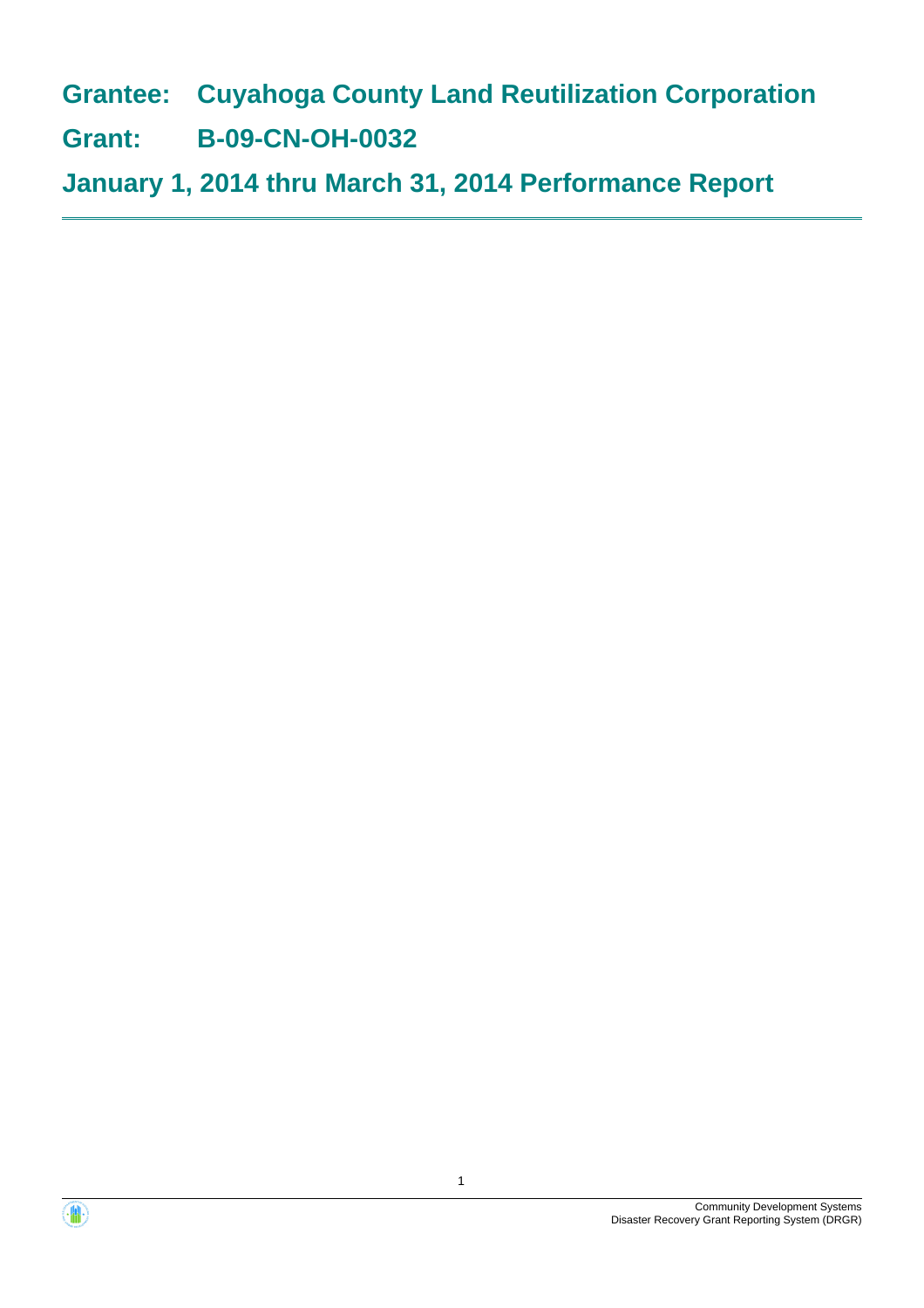# Grantee: Cuyahoga County Land Reutilization Corporation

# Grant: B-09-CN-OH-0032

# January 1, 2014 thru March 31, 2014 Performance Report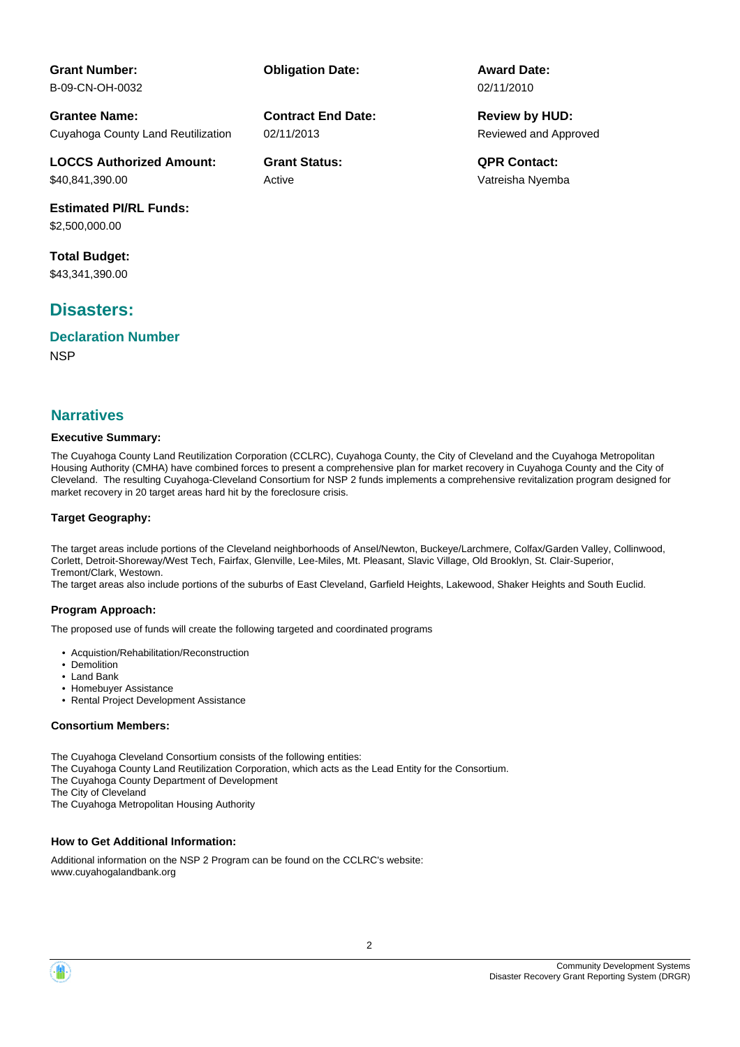**Grant Number:**
B-09-CN-OH-0032

**Obligation Date:**

**Award Date:**
02/11/2010

**Grantee Name:**
Cuyahoga County Land Reutilization

**Contract End Date:**
02/11/2013

**Review by HUD:**
Reviewed and Approved

**LOCCS Authorized Amount:**
$40,841,390.00

**Grant Status:**
Active

**QPR Contact:**
Vatreisha Nyemba

**Estimated PI/RL Funds:**
$2,500,000.00

**Total Budget:**
$43,341,390.00

## Disasters:

### Declaration Number

NSP

## Narratives

#### Executive Summary:

The Cuyahoga County Land Reutilization Corporation (CCLRC), Cuyahoga County, the City of Cleveland and the Cuyahoga Metropolitan Housing Authority (CMHA) have combined forces to present a comprehensive plan for market recovery in Cuyahoga County and the City of Cleveland. The resulting Cuyahoga-Cleveland Consortium for NSP 2 funds implements a comprehensive revitalization program designed for market recovery in 20 target areas hard hit by the foreclosure crisis.

#### Target Geography:

The target areas include portions of the Cleveland neighborhoods of Ansel/Newton, Buckeye/Larchmere, Colfax/Garden Valley, Collinwood, Corlett, Detroit-Shoreway/West Tech, Fairfax, Glenville, Lee-Miles, Mt. Pleasant, Slavic Village, Old Brooklyn, St. Clair-Superior, Tremont/Clark, Westown.
The target areas also include portions of the suburbs of East Cleveland, Garfield Heights, Lakewood, Shaker Heights and South Euclid.

#### Program Approach:

The proposed use of funds will create the following targeted and coordinated programs

- Acquistion/Rehabilitation/Reconstruction
- Demolition
- Land Bank
- Homebuyer Assistance
- Rental Project Development Assistance

#### Consortium Members:

The Cuyahoga Cleveland Consortium consists of the following entities:
The Cuyahoga County Land Reutilization Corporation, which acts as the Lead Entity for the Consortium.
The Cuyahoga County Department of Development
The City of Cleveland
The Cuyahoga Metropolitan Housing Authority

#### How to Get Additional Information:

Additional information on the NSP 2 Program can be found on the CCLRC's website:
www.cuyahogalandbank.org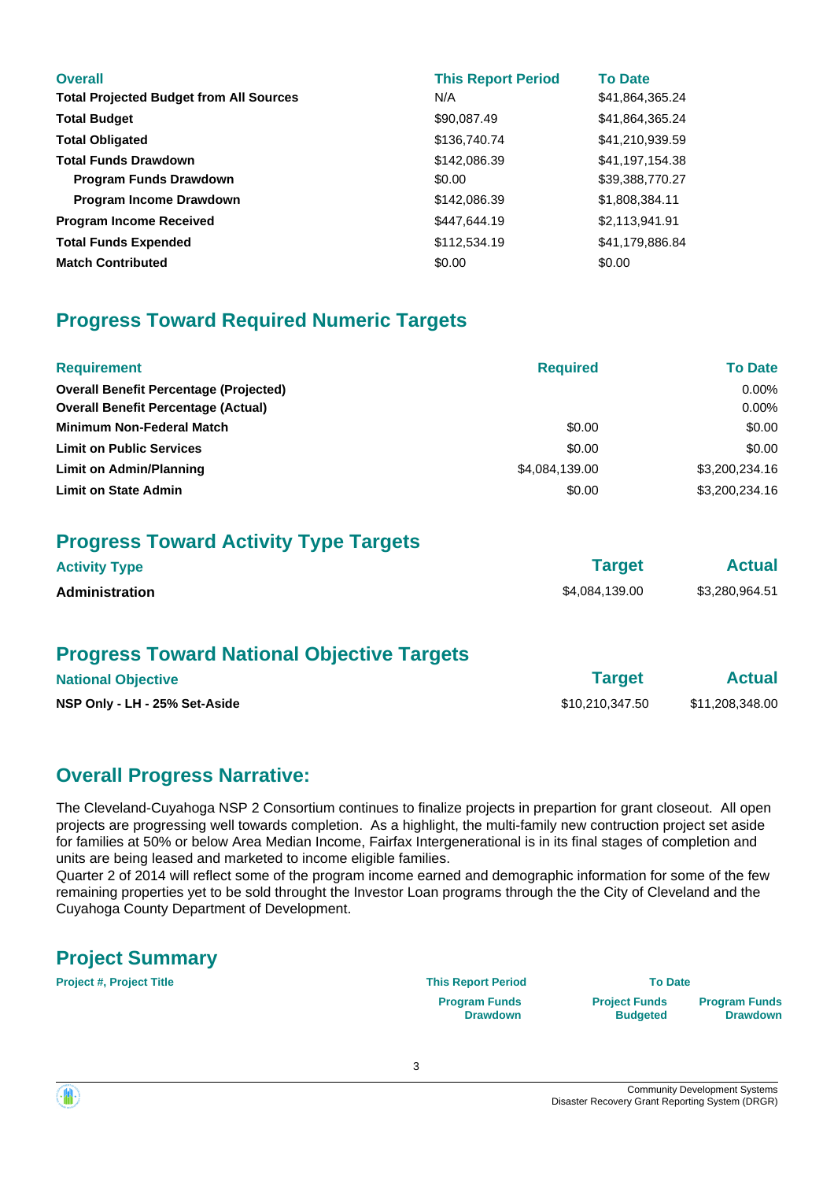| Overall | This Report Period | To Date |
|---|---|---|
| **Total Projected Budget from All Sources** | N/A | $41,864,365.24 |
| **Total Budget** | $90,087.49 | $41,864,365.24 |
| **Total Obligated** | $136,740.74 | $41,210,939.59 |
| **Total Funds Drawdown** | $142,086.39 | $41,197,154.38 |
| **Program Funds Drawdown** | $0.00 | $39,388,770.27 |
| **Program Income Drawdown** | $142,086.39 | $1,808,384.11 |
| **Program Income Received** | $447,644.19 | $2,113,941.91 |
| **Total Funds Expended** | $112,534.19 | $41,179,886.84 |
| **Match Contributed** | $0.00 | $0.00 |

## Progress Toward Required Numeric Targets

| Requirement | Required | To Date |
|---|---|---|
| **Overall Benefit Percentage (Projected)** | | 0.00% |
| **Overall Benefit Percentage (Actual)** | | 0.00% |
| **Minimum Non-Federal Match** | $0.00 | $0.00 |
| **Limit on Public Services** | $0.00 | $0.00 |
| **Limit on Admin/Planning** | $4,084,139.00 | $3,200,234.16 |
| **Limit on State Admin** | $0.00 | $3,200,234.16 |

## Progress Toward Activity Type Targets

| Activity Type | Target | Actual |
|---|---|---|
| **Administration** | $4,084,139.00 | $3,280,964.51 |

## Progress Toward National Objective Targets

| National Objective | Target | Actual |
|---|---|---|
| **NSP Only - LH - 25% Set-Aside** | $10,210,347.50 | $11,208,348.00 |

## Overall Progress Narrative:

The Cleveland-Cuyahoga NSP 2 Consortium continues to finalize projects in prepartion for grant closeout. All open projects are progressing well towards completion. As a highlight, the multi-family new contruction project set aside for families at 50% or below Area Median Income, Fairfax Intergenerational is in its final stages of completion and units are being leased and marketed to income eligible families.

Quarter 2 of 2014 will reflect some of the program income earned and demographic information for some of the few remaining properties yet to be sold throught the Investor Loan programs through the the City of Cleveland and the Cuyahoga County Department of Development.

## Project Summary

| Project #, Project Title | This Report Period | To Date | |
|---|---|---|---|
| | Program Funds Drawdown | Project Funds Budgeted | Program Funds Drawdown |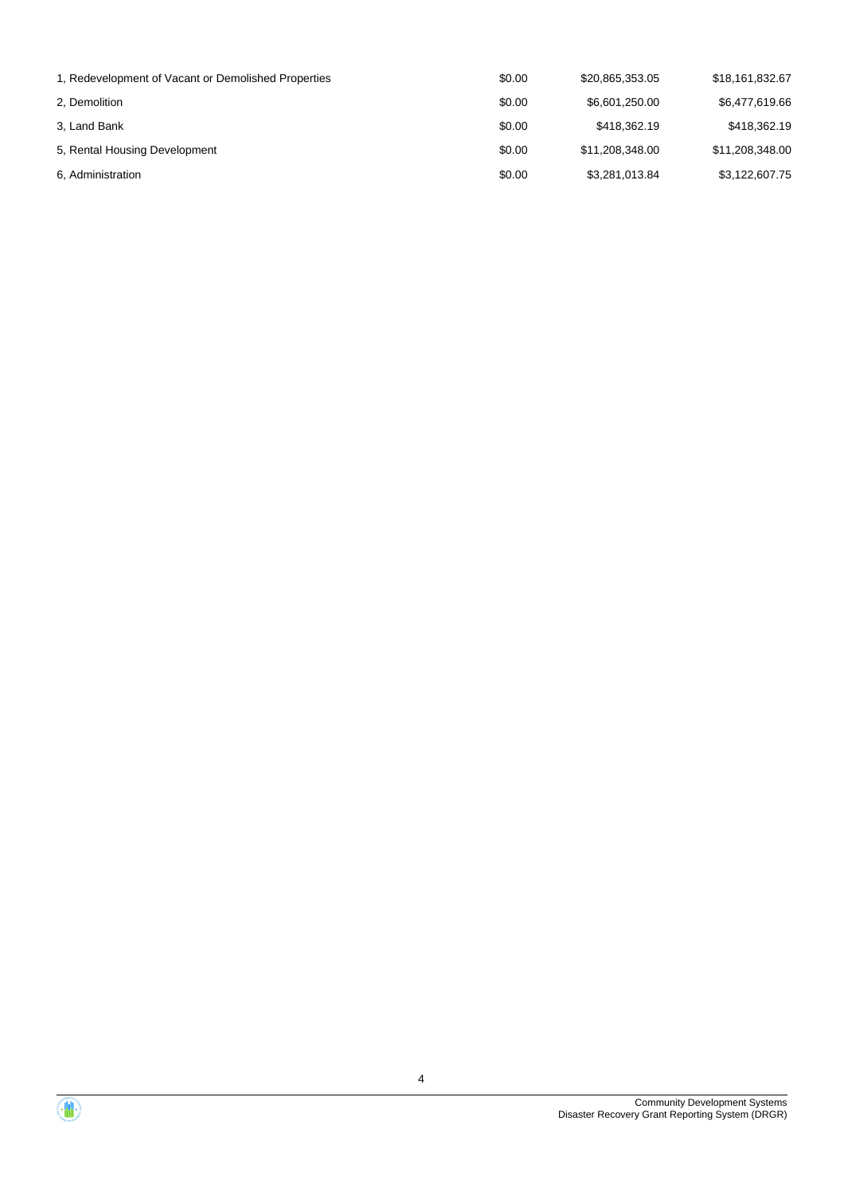| | | | |
|---|---|---|---|
| 1, Redevelopment of Vacant or Demolished Properties | $0.00 | $20,865,353.05 | $18,161,832.67 |
| 2, Demolition | $0.00 | $6,601,250.00 | $6,477,619.66 |
| 3, Land Bank | $0.00 | $418,362.19 | $418,362.19 |
| 5, Rental Housing Development | $0.00 | $11,208,348.00 | $11,208,348.00 |
| 6, Administration | $0.00 | $3,281,013.84 | $3,122,607.75 |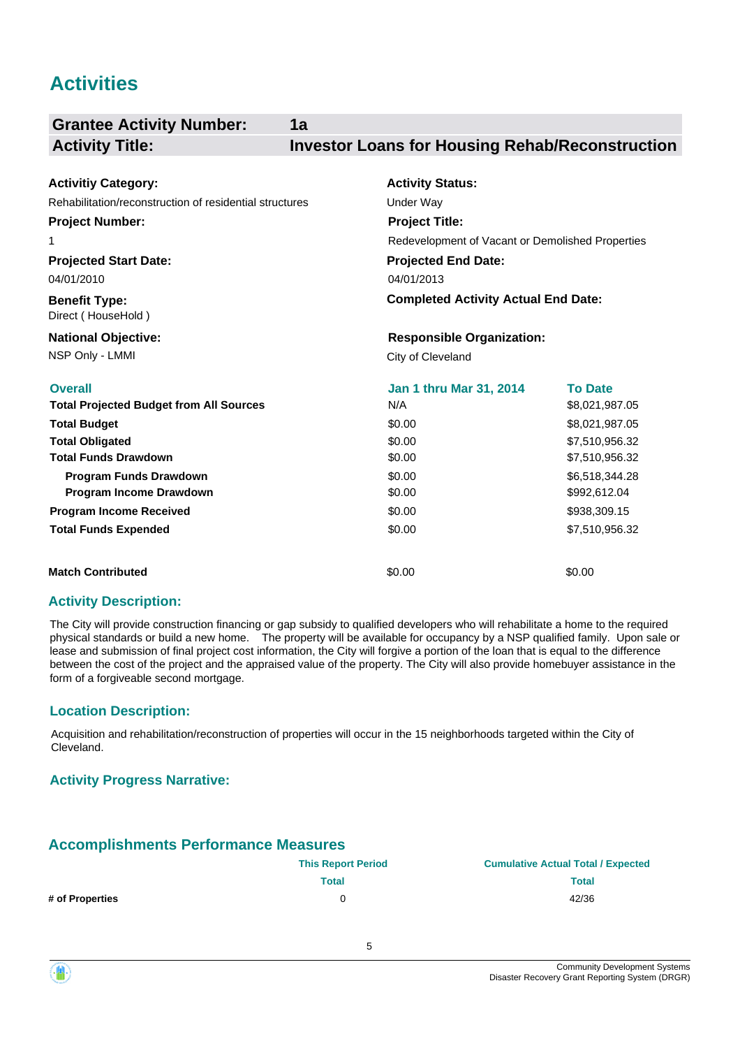# Activities

| Grantee Activity Number: | 1a |
|---|---|
| Activity Title: | Investor Loans for Housing Rehab/Reconstruction |

**Activitiy Category:**
Rehabilitation/reconstruction of residential structures

**Activity Status:**
Under Way

**Project Number:**
1

**Project Title:**
Redevelopment of Vacant or Demolished Properties

**Projected Start Date:**
04/01/2010

**Projected End Date:**
04/01/2013

**Benefit Type:**
Direct ( HouseHold )

**Completed Activity Actual End Date:**

**National Objective:**
NSP Only - LMMI

**Responsible Organization:**
City of Cleveland

| Overall | Jan 1 thru Mar 31, 2014 | To Date |
|---|---|---|
| **Total Projected Budget from All Sources** | N/A | $8,021,987.05 |
| **Total Budget** | $0.00 | $8,021,987.05 |
| **Total Obligated** | $0.00 | $7,510,956.32 |
| **Total Funds Drawdown** | $0.00 | $7,510,956.32 |
| **Program Funds Drawdown** | $0.00 | $6,518,344.28 |
| **Program Income Drawdown** | $0.00 | $992,612.04 |
| **Program Income Received** | $0.00 | $938,309.15 |
| **Total Funds Expended** | $0.00 | $7,510,956.32 |
| **Match Contributed** | $0.00 | $0.00 |

## Activity Description:

The City will provide construction financing or gap subsidy to qualified developers who will rehabilitate a home to the required physical standards or build a new home. The property will be available for occupancy by a NSP qualified family. Upon sale or lease and submission of final project cost information, the City will forgive a portion of the loan that is equal to the difference between the cost of the project and the appraised value of the property. The City will also provide homebuyer assistance in the form of a forgiveable second mortgage.

## Location Description:

Acquisition and rehabilitation/reconstruction of properties will occur in the 15 neighborhoods targeted within the City of Cleveland.

## Activity Progress Narrative:

## Accomplishments Performance Measures

| | This Report Period | Cumulative Actual Total / Expected |
|---|---|---|
| | Total | Total |
| **# of Properties** | 0 | 42/36 |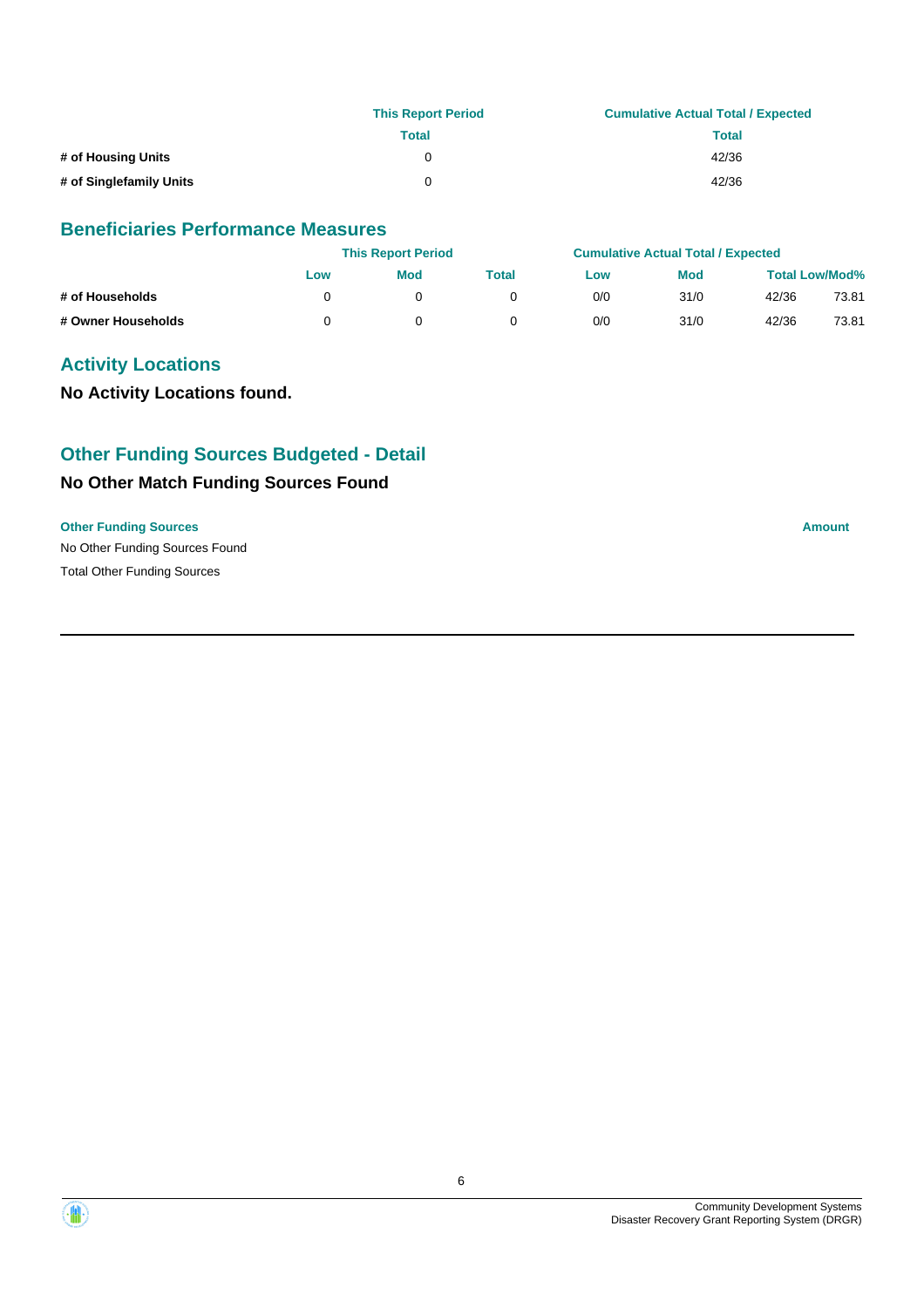| | This Report Period | Cumulative Actual Total / Expected |
|---|---|---|
| | Total | Total |
| # of Housing Units | 0 | 42/36 |
| # of Singlefamily Units | 0 | 42/36 |

## Beneficiaries Performance Measures

| | This Report Period | | | Cumulative Actual Total / Expected | | | |
|---|---|---|---|---|---|---|---|
| | Low | Mod | Total | Low | Mod | Total | Low/Mod% |
| # of Households | 0 | 0 | 0 | 0/0 | 31/0 | 42/36 | 73.81 |
| # Owner Households | 0 | 0 | 0 | 0/0 | 31/0 | 42/36 | 73.81 |

## Activity Locations

**No Activity Locations found.**

## Other Funding Sources Budgeted - Detail

### No Other Match Funding Sources Found

| Other Funding Sources | Amount |
|---|---|
| No Other Funding Sources Found | |
| Total Other Funding Sources | |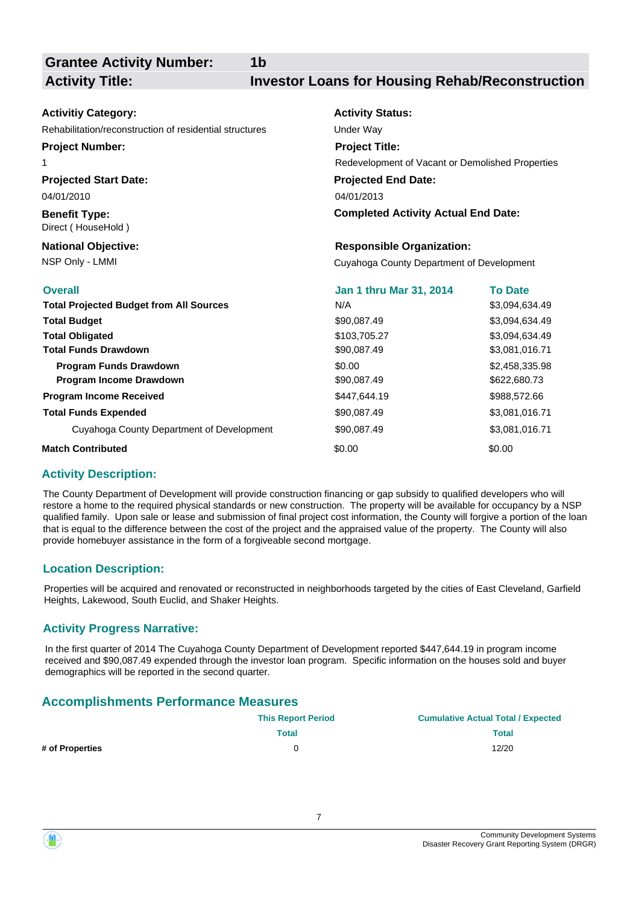| **Grantee Activity Number:** | **1b** |
|---|---|
| **Activity Title:** | **Investor Loans for Housing Rehab/Reconstruction** |

**Activitiy Category:**
Rehabilitation/reconstruction of residential structures

**Activity Status:**
Under Way

**Project Number:**
1

**Project Title:**
Redevelopment of Vacant or Demolished Properties

**Projected Start Date:**
04/01/2010

**Projected End Date:**
04/01/2013

**Benefit Type:**
Direct ( HouseHold )

**Completed Activity Actual End Date:**

**National Objective:**
NSP Only - LMMI

**Responsible Organization:**
Cuyahoga County Department of Development

| Overall | Jan 1 thru Mar 31, 2014 | To Date |
|---|---|---|
| **Total Projected Budget from All Sources** | N/A | $3,094,634.49 |
| **Total Budget** | $90,087.49 | $3,094,634.49 |
| **Total Obligated** | $103,705.27 | $3,094,634.49 |
| **Total Funds Drawdown** | $90,087.49 | $3,081,016.71 |
| **Program Funds Drawdown** | $0.00 | $2,458,335.98 |
| **Program Income Drawdown** | $90,087.49 | $622,680.73 |
| **Program Income Received** | $447,644.19 | $988,572.66 |
| **Total Funds Expended** | $90,087.49 | $3,081,016.71 |
| Cuyahoga County Department of Development | $90,087.49 | $3,081,016.71 |
| **Match Contributed** | $0.00 | $0.00 |

## Activity Description:

The County Department of Development will provide construction financing or gap subsidy to qualified developers who will restore a home to the required physical standards or new construction. The property will be available for occupancy by a NSP qualified family. Upon sale or lease and submission of final project cost information, the County will forgive a portion of the loan that is equal to the difference between the cost of the project and the appraised value of the property. The County will also provide homebuyer assistance in the form of a forgiveable second mortgage.

## Location Description:

Properties will be acquired and renovated or reconstructed in neighborhoods targeted by the cities of East Cleveland, Garfield Heights, Lakewood, South Euclid, and Shaker Heights.

## Activity Progress Narrative:

In the first quarter of 2014 The Cuyahoga County Department of Development reported $447,644.19 in program income received and $90,087.49 expended through the investor loan program. Specific information on the houses sold and buyer demographics will be reported in the second quarter.

## Accomplishments Performance Measures

| | This Report Period | Cumulative Actual Total / Expected |
|---|---|---|
| | Total | Total |
| **# of Properties** | 0 | 12/20 |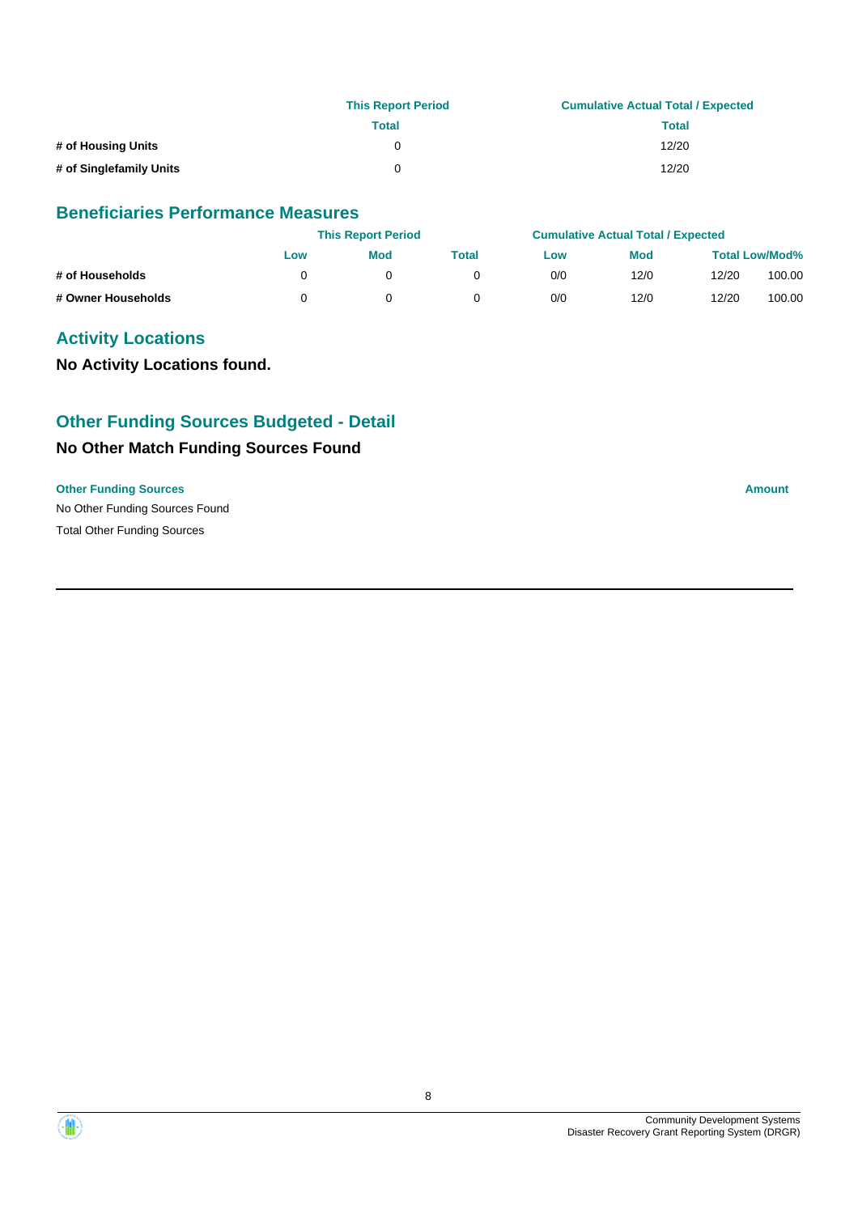| | This Report Period | Cumulative Actual Total / Expected |
|---|---|---|
| | Total | Total |
| # of Housing Units | 0 | 12/20 |
| # of Singlefamily Units | 0 | 12/20 |

## Beneficiaries Performance Measures

| | This Report Period | | | Cumulative Actual Total / Expected | | | |
|---|---|---|---|---|---|---|---|
| | Low | Mod | Total | Low | Mod | Total Low/Mod% | |
| # of Households | 0 | 0 | 0 | 0/0 | 12/0 | 12/20 | 100.00 |
| # Owner Households | 0 | 0 | 0 | 0/0 | 12/0 | 12/20 | 100.00 |

## Activity Locations

**No Activity Locations found.**

## Other Funding Sources Budgeted - Detail

### No Other Match Funding Sources Found

| Other Funding Sources | Amount |
|---|---|
| No Other Funding Sources Found | |
| Total Other Funding Sources | |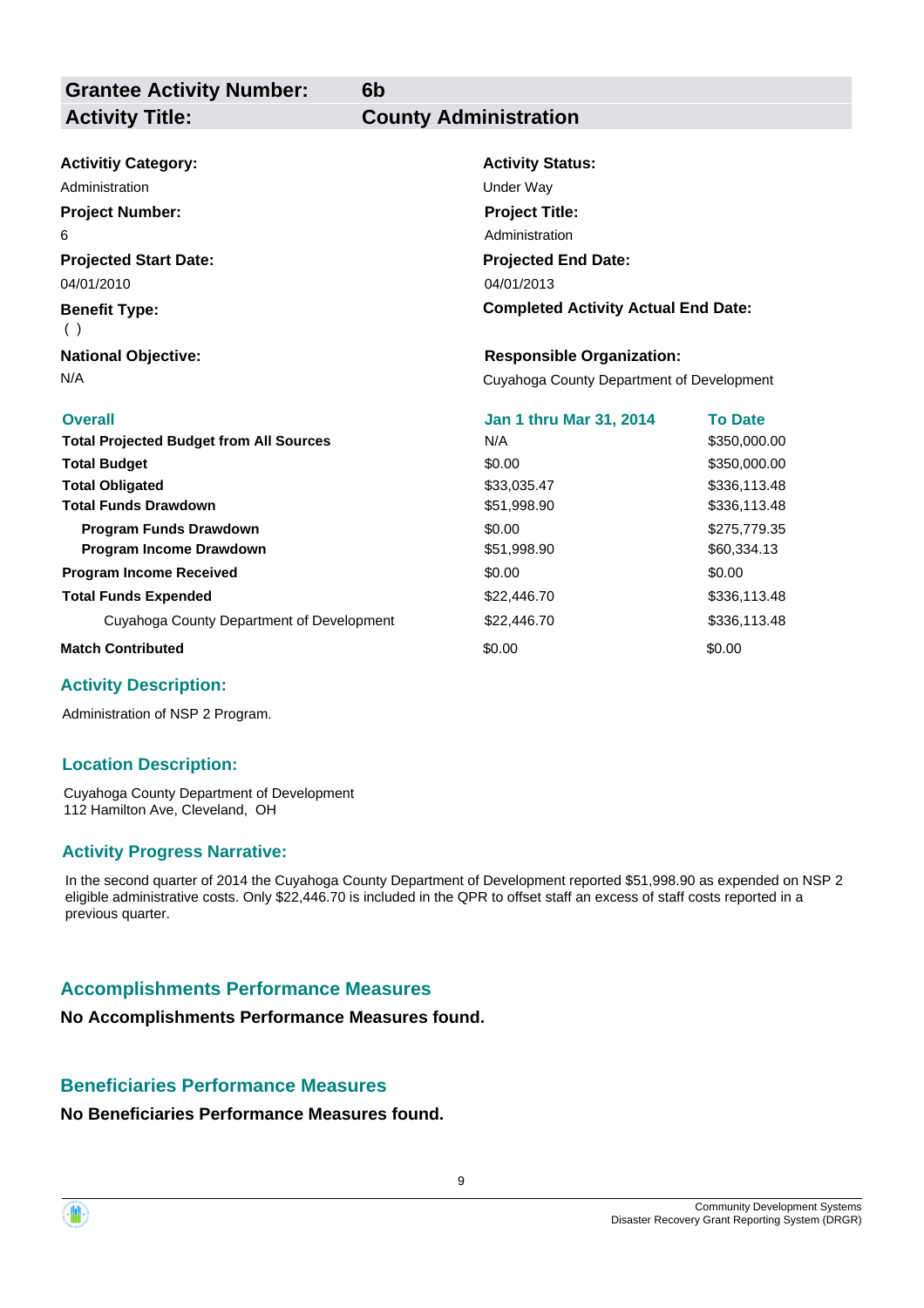| **Grantee Activity Number:** | **6b** |
|---|---|
| **Activity Title:** | **County Administration** |

**Activitiy Category:**
Administration

**Activity Status:**
Under Way

**Project Number:**
6

**Project Title:**
Administration

**Projected Start Date:**
04/01/2010

**Projected End Date:**
04/01/2013

**Benefit Type:**
( )

**Completed Activity Actual End Date:**

**National Objective:**
N/A

**Responsible Organization:**
Cuyahoga County Department of Development

| Overall | Jan 1 thru Mar 31, 2014 | To Date |
|---|---|---|
| **Total Projected Budget from All Sources** | N/A | $350,000.00 |
| **Total Budget** | $0.00 | $350,000.00 |
| **Total Obligated** | $33,035.47 | $336,113.48 |
| **Total Funds Drawdown** | $51,998.90 | $336,113.48 |
| **Program Funds Drawdown** | $0.00 | $275,779.35 |
| **Program Income Drawdown** | $51,998.90 | $60,334.13 |
| **Program Income Received** | $0.00 | $0.00 |
| **Total Funds Expended** | $22,446.70 | $336,113.48 |
| Cuyahoga County Department of Development | $22,446.70 | $336,113.48 |
| **Match Contributed** | $0.00 | $0.00 |

## Activity Description:

Administration of NSP 2 Program.

## Location Description:

Cuyahoga County Department of Development
112 Hamilton Ave, Cleveland, OH

## Activity Progress Narrative:

In the second quarter of 2014 the Cuyahoga County Department of Development reported $51,998.90 as expended on NSP 2 eligible administrative costs. Only $22,446.70 is included in the QPR to offset staff an excess of staff costs reported in a previous quarter.

## Accomplishments Performance Measures

**No Accomplishments Performance Measures found.**

## Beneficiaries Performance Measures

**No Beneficiaries Performance Measures found.**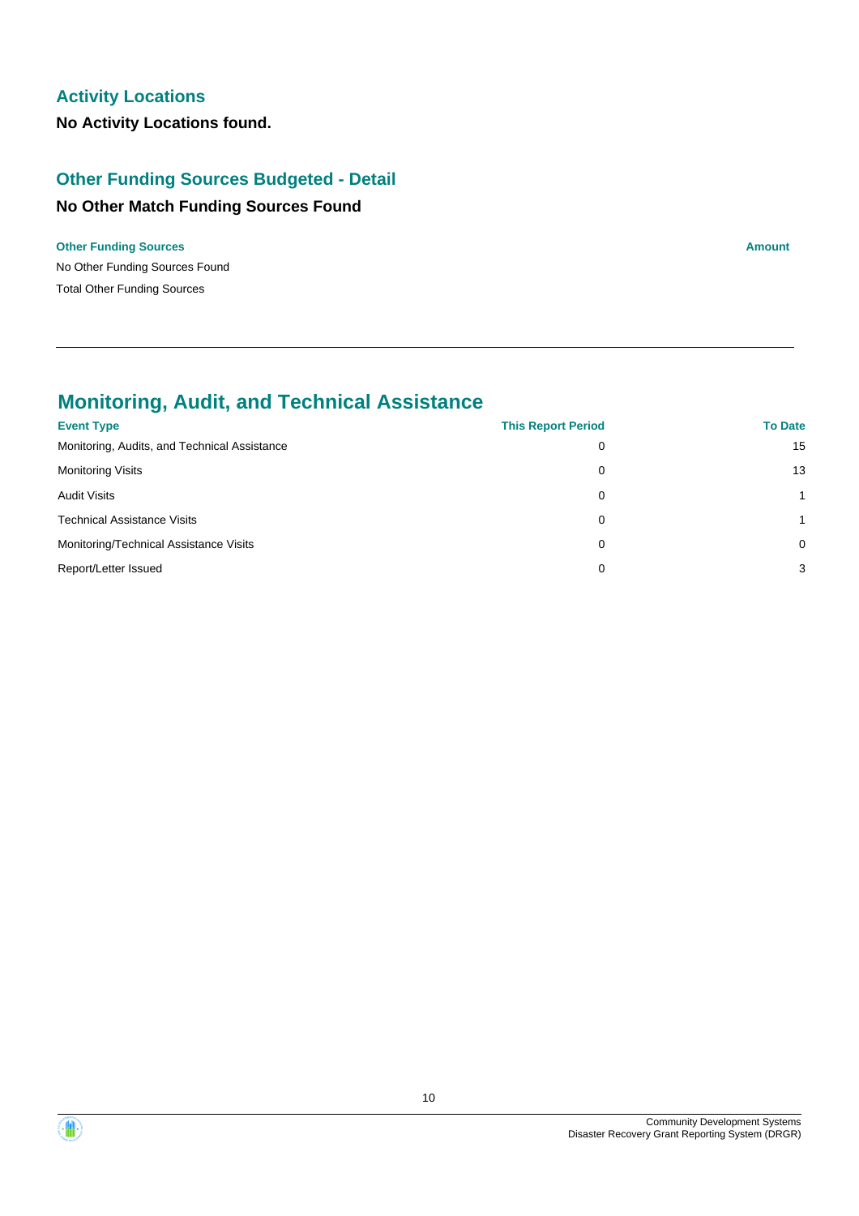## Activity Locations

**No Activity Locations found.**

## Other Funding Sources Budgeted - Detail

**No Other Match Funding Sources Found**

| Other Funding Sources | Amount |
|---|---|
| No Other Funding Sources Found | |
| Total Other Funding Sources | |

---

## Monitoring, Audit, and Technical Assistance

| Event Type | This Report Period | To Date |
|---|---|---|
| Monitoring, Audits, and Technical Assistance | 0 | 15 |
| Monitoring Visits | 0 | 13 |
| Audit Visits | 0 | 1 |
| Technical Assistance Visits | 0 | 1 |
| Monitoring/Technical Assistance Visits | 0 | 0 |
| Report/Letter Issued | 0 | 3 |